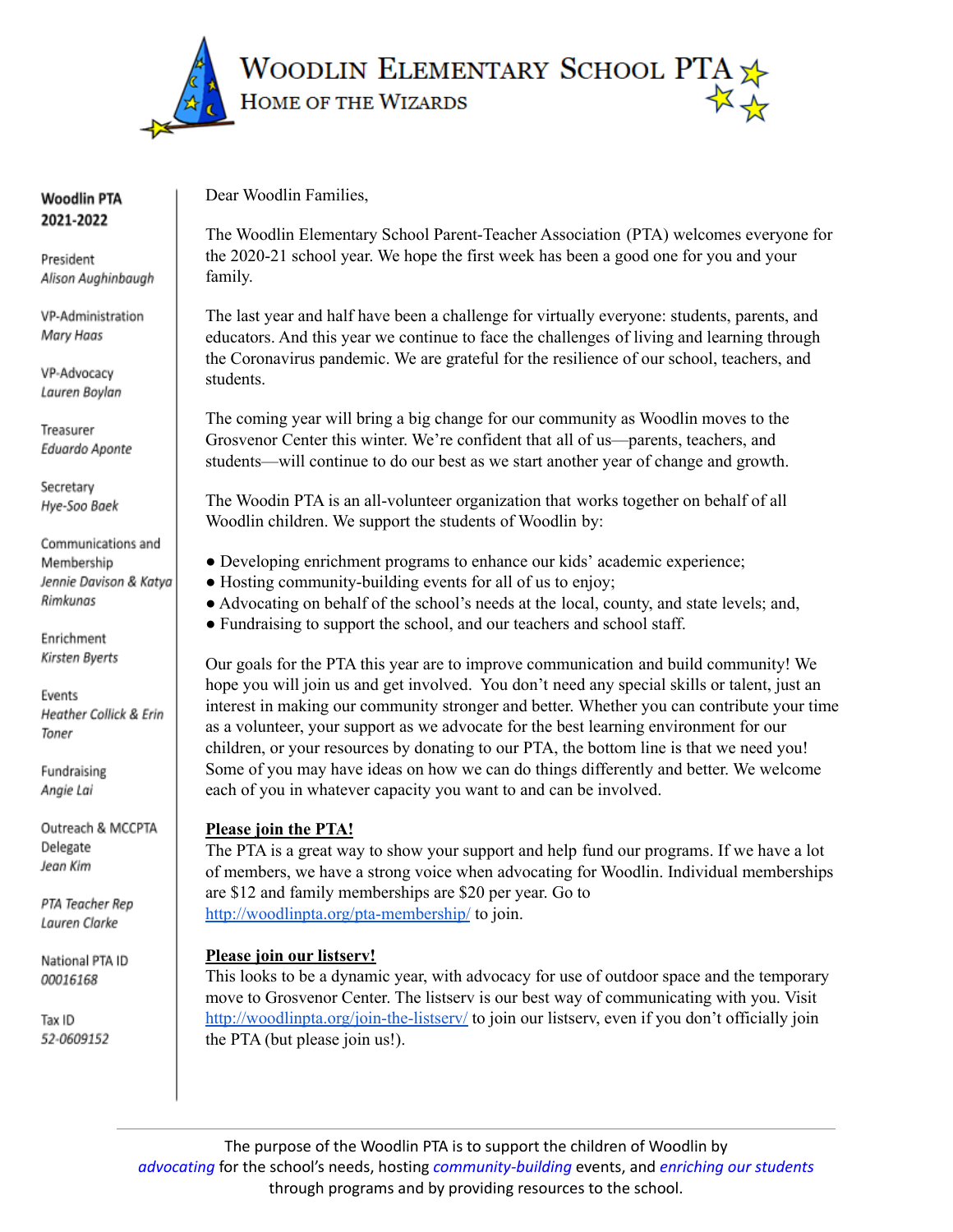# Woodlin Elementary School PTA

## Home of the Wizards

**Woodlin PTA 2021-2022**

President
*Alison Aughinbaugh*

VP-Administration
*Mary Haas*

VP-Advocacy
*Lauren Boylan*

Treasurer
*Eduardo Aponte*

Secretary
*Hye-Soo Baek*

Communications and Membership
*Jennie Davison & Katya Rimkunas*

Enrichment
*Kirsten Byerts*

Events
*Heather Collick & Erin Toner*

Fundraising
*Angie Lai*

Outreach & MCCPTA Delegate
*Jean Kim*

*PTA Teacher Rep*
*Lauren Clarke*

National PTA ID
*00016168*

Tax ID
*52-0609152*

Dear Woodlin Families,

The Woodlin Elementary School Parent-Teacher Association (PTA) welcomes everyone for the 2020-21 school year. We hope the first week has been a good one for you and your family.

The last year and half have been a challenge for virtually everyone: students, parents, and educators. And this year we continue to face the challenges of living and learning through the Coronavirus pandemic. We are grateful for the resilience of our school, teachers, and students.

The coming year will bring a big change for our community as Woodlin moves to the Grosvenor Center this winter. We're confident that all of us—parents, teachers, and students—will continue to do our best as we start another year of change and growth.

The Woodin PTA is an all-volunteer organization that works together on behalf of all Woodlin children. We support the students of Woodlin by:

- Developing enrichment programs to enhance our kids' academic experience;
- Hosting community-building events for all of us to enjoy;
- Advocating on behalf of the school's needs at the local, county, and state levels; and,
- Fundraising to support the school, and our teachers and school staff.

Our goals for the PTA this year are to improve communication and build community! We hope you will join us and get involved. You don't need any special skills or talent, just an interest in making our community stronger and better. Whether you can contribute your time as a volunteer, your support as we advocate for the best learning environment for our children, or your resources by donating to our PTA, the bottom line is that we need you! Some of you may have ideas on how we can do things differently and better. We welcome each of you in whatever capacity you want to and can be involved.

**Please join the PTA!**
The PTA is a great way to show your support and help fund our programs. If we have a lot of members, we have a strong voice when advocating for Woodlin. Individual memberships are $12 and family memberships are $20 per year. Go to http://woodlinpta.org/pta-membership/ to join.

**Please join our listserv!**
This looks to be a dynamic year, with advocacy for use of outdoor space and the temporary move to Grosvenor Center. The listserv is our best way of communicating with you. Visit http://woodlinpta.org/join-the-listserv/ to join our listserv, even if you don't officially join the PTA (but please join us!).

The purpose of the Woodlin PTA is to support the children of Woodlin by *advocating* for the school's needs, hosting *community-building* events, and *enriching our students* through programs and by providing resources to the school.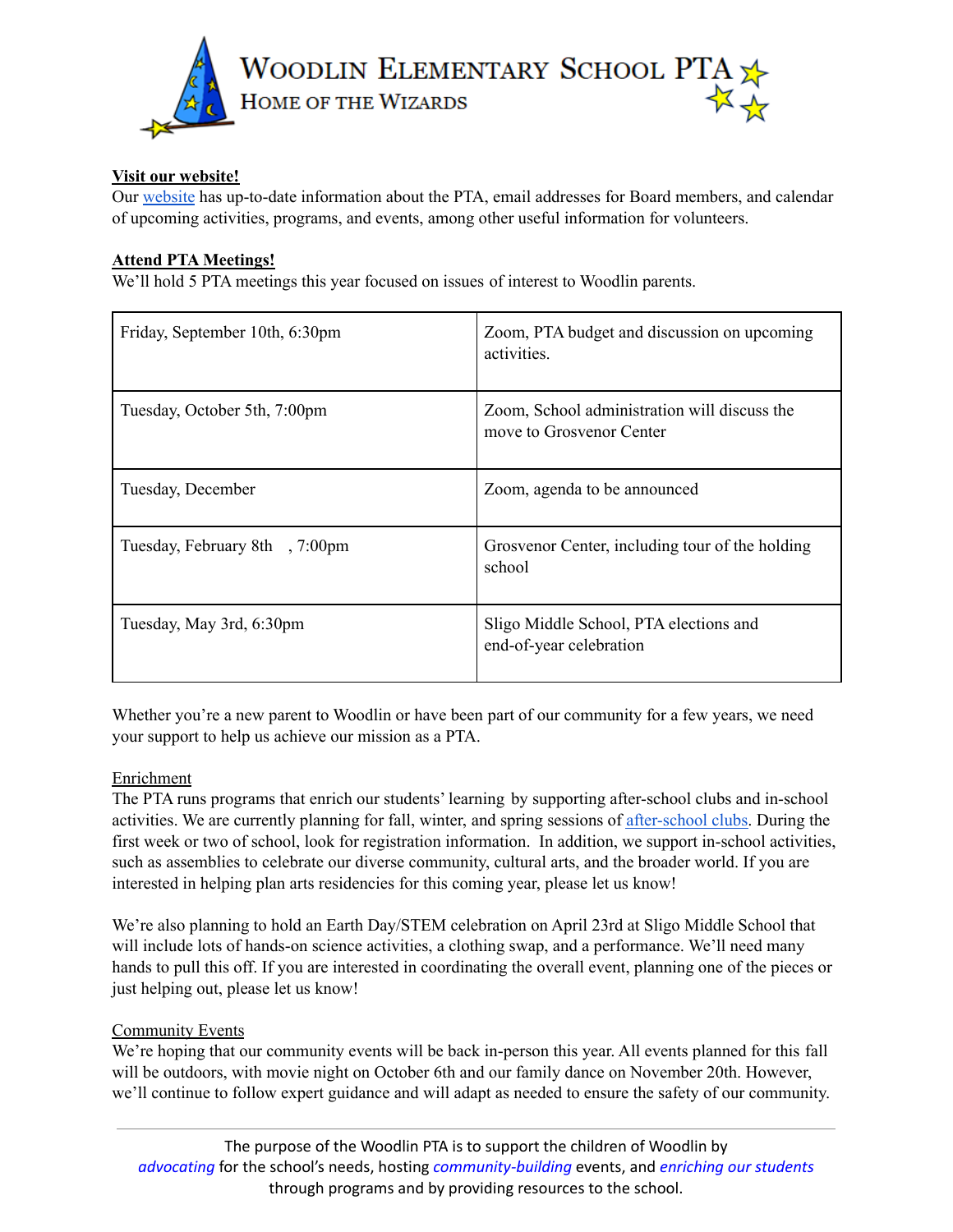# Woodlin Elementary School PTA
## Home of the Wizards

**Visit our website!**

Our website has up-to-date information about the PTA, email addresses for Board members, and calendar of upcoming activities, programs, and events, among other useful information for volunteers.

**Attend PTA Meetings!**

We'll hold 5 PTA meetings this year focused on issues of interest to Woodlin parents.

| | |
|---|---|
| Friday, September 10th, 6:30pm | Zoom, PTA budget and discussion on upcoming activities. |
| Tuesday, October 5th, 7:00pm | Zoom, School administration will discuss the move to Grosvenor Center |
| Tuesday, December | Zoom, agenda to be announced |
| Tuesday, February 8th , 7:00pm | Grosvenor Center, including tour of the holding school |
| Tuesday, May 3rd, 6:30pm | Sligo Middle School, PTA elections and end-of-year celebration |

Whether you're a new parent to Woodlin or have been part of our community for a few years, we need your support to help us achieve our mission as a PTA.

Enrichment

The PTA runs programs that enrich our students' learning by supporting after-school clubs and in-school activities. We are currently planning for fall, winter, and spring sessions of after-school clubs. During the first week or two of school, look for registration information. In addition, we support in-school activities, such as assemblies to celebrate our diverse community, cultural arts, and the broader world. If you are interested in helping plan arts residencies for this coming year, please let us know!

We're also planning to hold an Earth Day/STEM celebration on April 23rd at Sligo Middle School that will include lots of hands-on science activities, a clothing swap, and a performance. We'll need many hands to pull this off. If you are interested in coordinating the overall event, planning one of the pieces or just helping out, please let us know!

Community Events

We're hoping that our community events will be back in-person this year. All events planned for this fall will be outdoors, with movie night on October 6th and our family dance on November 20th. However, we'll continue to follow expert guidance and will adapt as needed to ensure the safety of our community.

The purpose of the Woodlin PTA is to support the children of Woodlin by *advocating* for the school's needs, hosting *community-building* events, and *enriching our students* through programs and by providing resources to the school.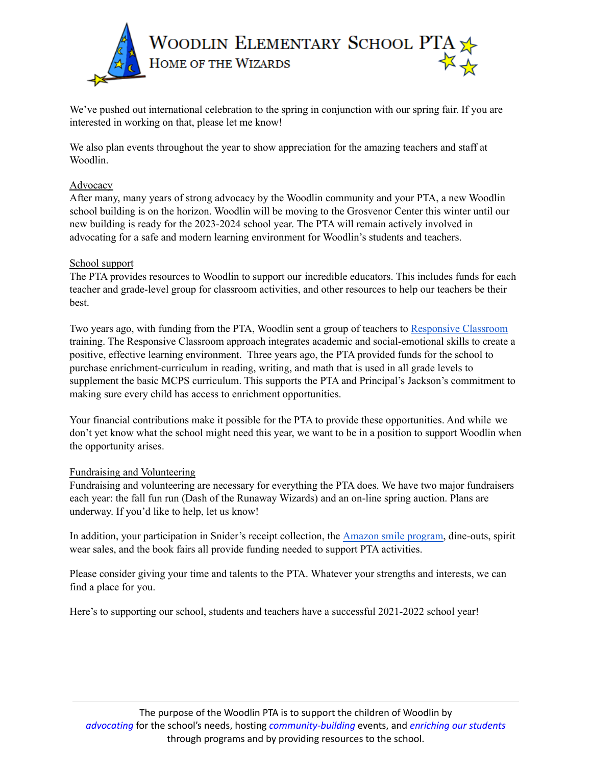# Woodlin Elementary School PTA

## Home of the Wizards

We've pushed out international celebration to the spring in conjunction with our spring fair. If you are interested in working on that, please let me know!

We also plan events throughout the year to show appreciation for the amazing teachers and staff at Woodlin.

Advocacy

After many, many years of strong advocacy by the Woodlin community and your PTA, a new Woodlin school building is on the horizon. Woodlin will be moving to the Grosvenor Center this winter until our new building is ready for the 2023-2024 school year. The PTA will remain actively involved in advocating for a safe and modern learning environment for Woodlin's students and teachers.

School support

The PTA provides resources to Woodlin to support our incredible educators. This includes funds for each teacher and grade-level group for classroom activities, and other resources to help our teachers be their best.

Two years ago, with funding from the PTA, Woodlin sent a group of teachers to Responsive Classroom training. The Responsive Classroom approach integrates academic and social-emotional skills to create a positive, effective learning environment. Three years ago, the PTA provided funds for the school to purchase enrichment-curriculum in reading, writing, and math that is used in all grade levels to supplement the basic MCPS curriculum. This supports the PTA and Principal's Jackson's commitment to making sure every child has access to enrichment opportunities.

Your financial contributions make it possible for the PTA to provide these opportunities. And while we don't yet know what the school might need this year, we want to be in a position to support Woodlin when the opportunity arises.

Fundraising and Volunteering

Fundraising and volunteering are necessary for everything the PTA does. We have two major fundraisers each year: the fall fun run (Dash of the Runaway Wizards) and an on-line spring auction. Plans are underway. If you'd like to help, let us know!

In addition, your participation in Snider's receipt collection, the Amazon smile program, dine-outs, spirit wear sales, and the book fairs all provide funding needed to support PTA activities.

Please consider giving your time and talents to the PTA. Whatever your strengths and interests, we can find a place for you.

Here's to supporting our school, students and teachers have a successful 2021-2022 school year!

The purpose of the Woodlin PTA is to support the children of Woodlin by *advocating* for the school's needs, hosting *community-building* events, and *enriching our students* through programs and by providing resources to the school.